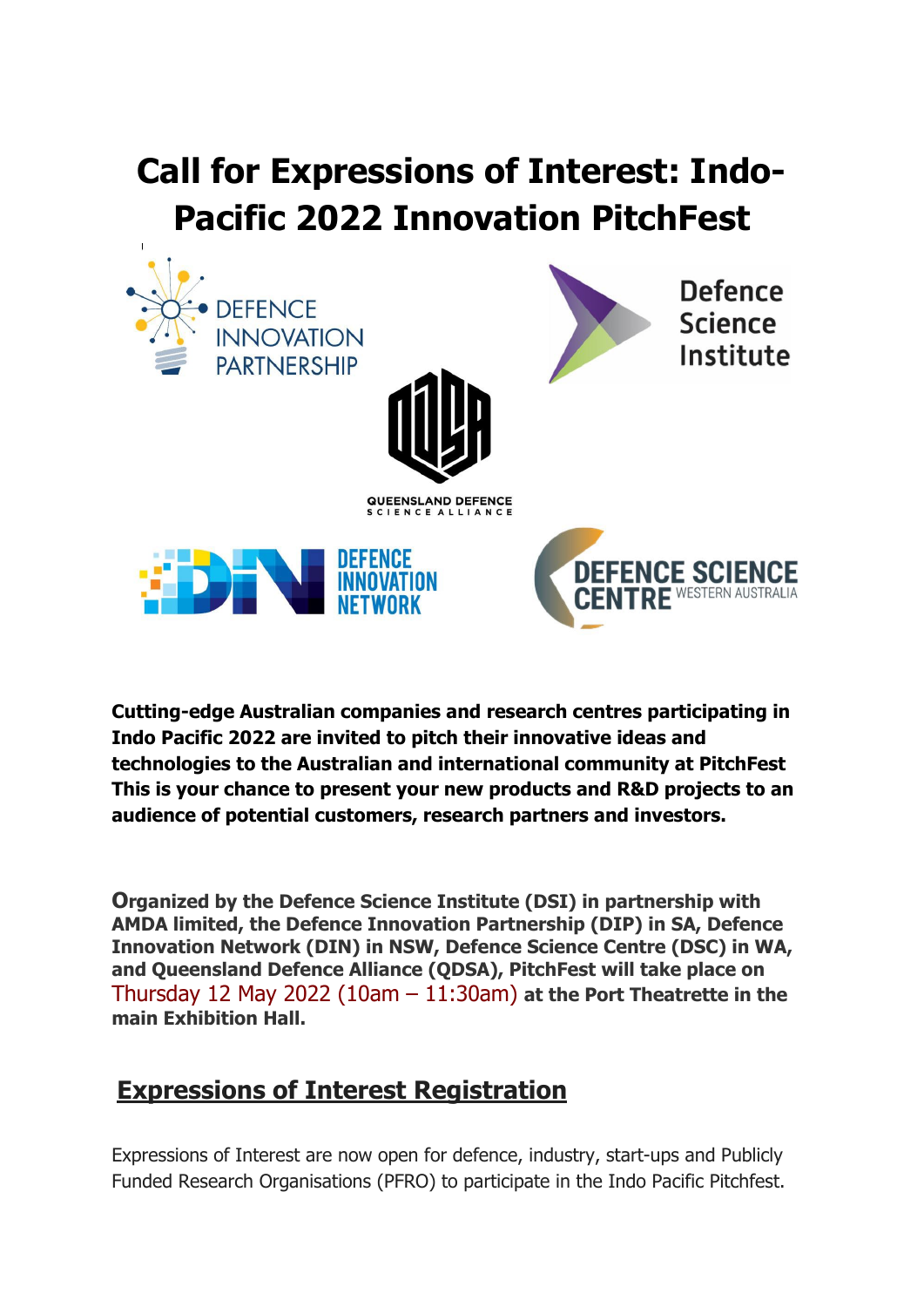# Call for Expressions of Interest: Indo-Pacific 2022 Innovation PitchFest

**Cutting-edge Australian companies and research centres participating in Indo Pacific 2022 are invited to pitch their innovative ideas and technologies to the Australian and international community at PitchFest This is your chance to present your new products and R&D projects to an audience of potential customers, research partners and investors.**

**Organized by the Defence Science Institute (DSI) in partnership with AMDA limited, the Defence Innovation Partnership (DIP) in SA, Defence Innovation Network (DIN) in NSW, Defence Science Centre (DSC) in WA, and Queensland Defence Alliance (QDSA), PitchFest will take place on** Thursday 12 May 2022 (10am – 11:30am) **at the Port Theatrette in the main Exhibition Hall.**

## Expressions of Interest Registration

Expressions of Interest are now open for defence, industry, start-ups and Publicly Funded Research Organisations (PFRO) to participate in the Indo Pacific Pitchfest.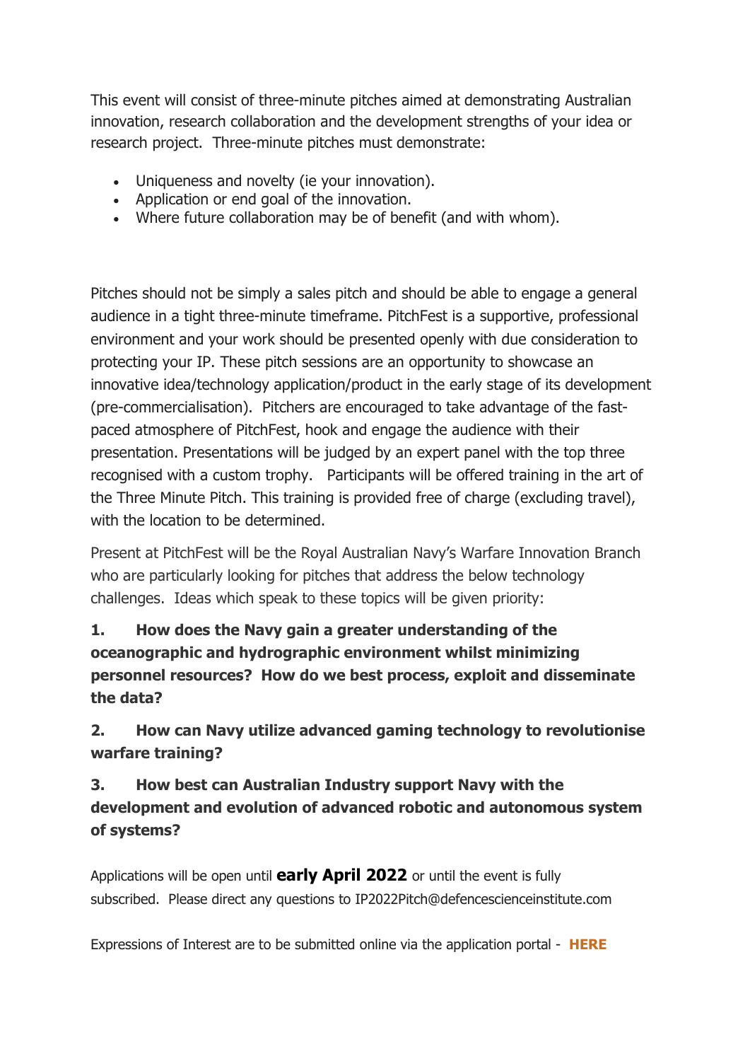This event will consist of three-minute pitches aimed at demonstrating Australian innovation, research collaboration and the development strengths of your idea or research project. Three-minute pitches must demonstrate:

- Uniqueness and novelty (ie your innovation).
- Application or end goal of the innovation.
- Where future collaboration may be of benefit (and with whom).

Pitches should not be simply a sales pitch and should be able to engage a general audience in a tight three-minute timeframe. PitchFest is a supportive, professional environment and your work should be presented openly with due consideration to protecting your IP. These pitch sessions are an opportunity to showcase an innovative idea/technology application/product in the early stage of its development (pre-commercialisation). Pitchers are encouraged to take advantage of the fast-paced atmosphere of PitchFest, hook and engage the audience with their presentation. Presentations will be judged by an expert panel with the top three recognised with a custom trophy. Participants will be offered training in the art of the Three Minute Pitch. This training is provided free of charge (excluding travel), with the location to be determined.

Present at PitchFest will be the Royal Australian Navy's Warfare Innovation Branch who are particularly looking for pitches that address the below technology challenges. Ideas which speak to these topics will be given priority:

**1. How does the Navy gain a greater understanding of the oceanographic and hydrographic environment whilst minimizing personnel resources? How do we best process, exploit and disseminate the data?**

**2. How can Navy utilize advanced gaming technology to revolutionise warfare training?**

**3. How best can Australian Industry support Navy with the development and evolution of advanced robotic and autonomous system of systems?**

Applications will be open until **early April 2022** or until the event is fully subscribed. Please direct any questions to IP2022Pitch@defencescienceinstitute.com

Expressions of Interest are to be submitted online via the application portal - **HERE**